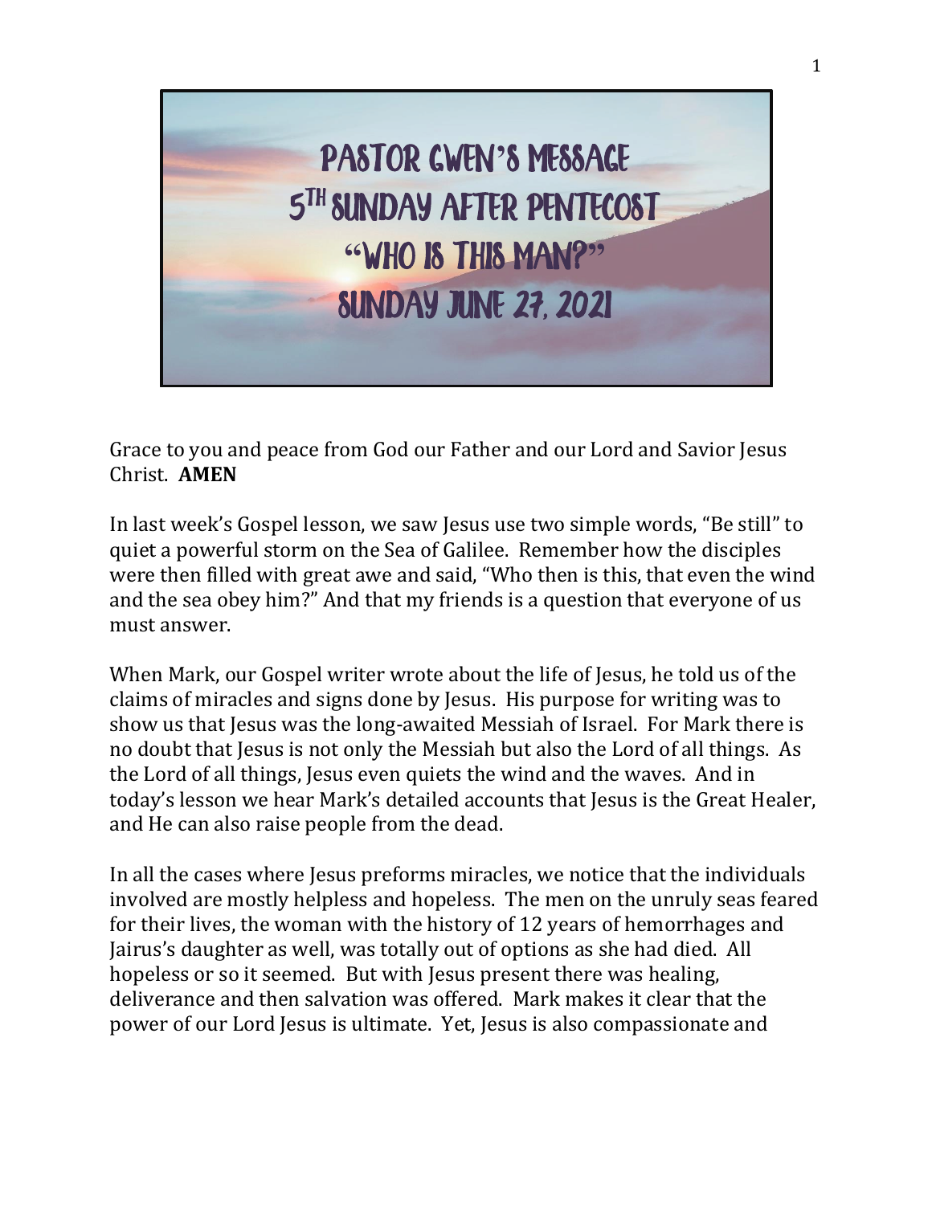# PASTOR GWEN'S MESSAGE
# 5TH SUNDAY AFTER PENTECOST
# "WHO IS THIS MAN?"
# SUNDAY JUNE 27, 2021

Grace to you and peace from God our Father and our Lord and Savior Jesus Christ. **AMEN**

In last week's Gospel lesson, we saw Jesus use two simple words, "Be still" to quiet a powerful storm on the Sea of Galilee. Remember how the disciples were then filled with great awe and said, "Who then is this, that even the wind and the sea obey him?" And that my friends is a question that everyone of us must answer.

When Mark, our Gospel writer wrote about the life of Jesus, he told us of the claims of miracles and signs done by Jesus. His purpose for writing was to show us that Jesus was the long-awaited Messiah of Israel. For Mark there is no doubt that Jesus is not only the Messiah but also the Lord of all things. As the Lord of all things, Jesus even quiets the wind and the waves. And in today's lesson we hear Mark's detailed accounts that Jesus is the Great Healer, and He can also raise people from the dead.

In all the cases where Jesus preforms miracles, we notice that the individuals involved are mostly helpless and hopeless. The men on the unruly seas feared for their lives, the woman with the history of 12 years of hemorrhages and Jairus's daughter as well, was totally out of options as she had died. All hopeless or so it seemed. But with Jesus present there was healing, deliverance and then salvation was offered. Mark makes it clear that the power of our Lord Jesus is ultimate. Yet, Jesus is also compassionate and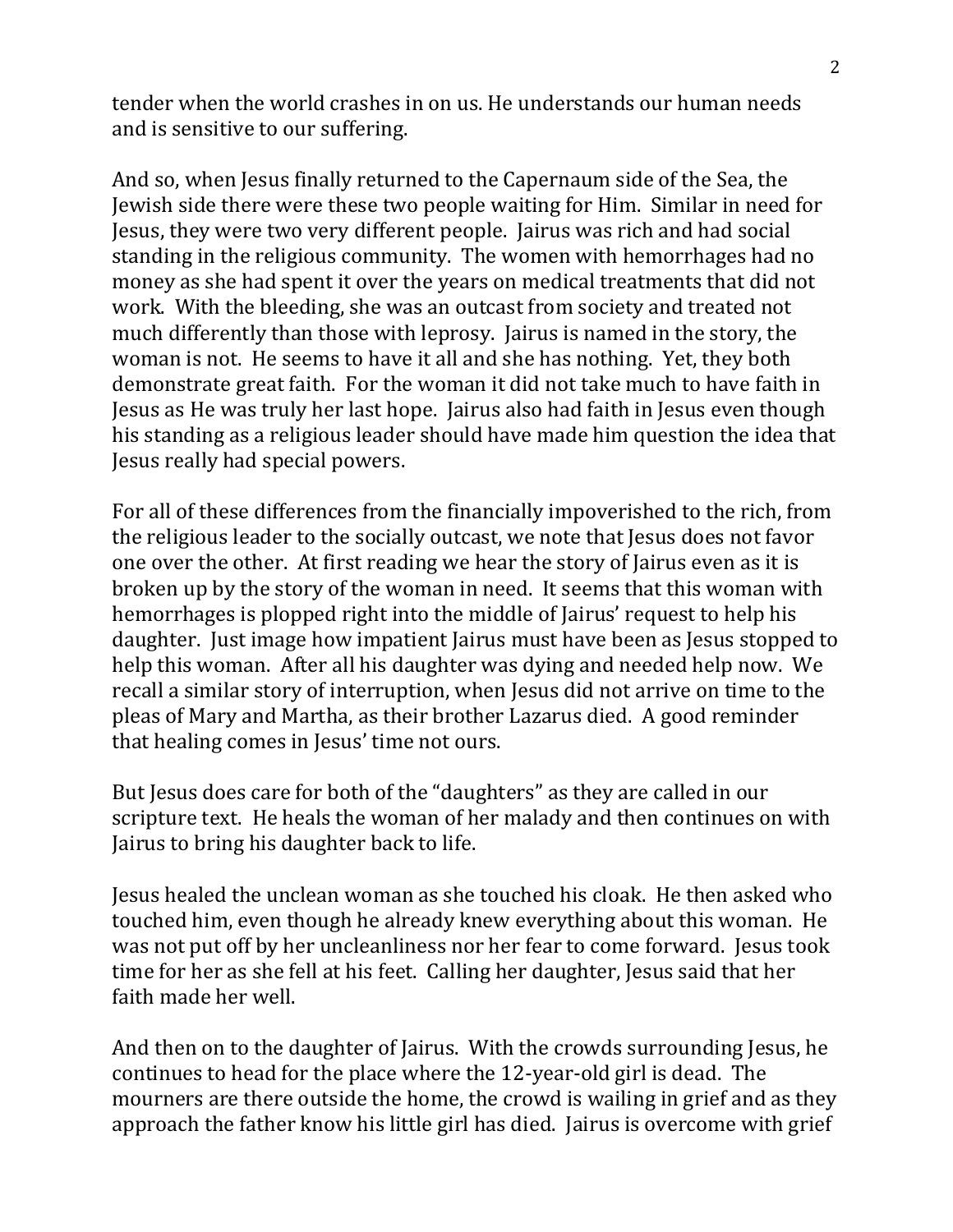tender when the world crashes in on us. He understands our human needs and is sensitive to our suffering.

And so, when Jesus finally returned to the Capernaum side of the Sea, the Jewish side there were these two people waiting for Him. Similar in need for Jesus, they were two very different people. Jairus was rich and had social standing in the religious community. The women with hemorrhages had no money as she had spent it over the years on medical treatments that did not work. With the bleeding, she was an outcast from society and treated not much differently than those with leprosy. Jairus is named in the story, the woman is not. He seems to have it all and she has nothing. Yet, they both demonstrate great faith. For the woman it did not take much to have faith in Jesus as He was truly her last hope. Jairus also had faith in Jesus even though his standing as a religious leader should have made him question the idea that Jesus really had special powers.

For all of these differences from the financially impoverished to the rich, from the religious leader to the socially outcast, we note that Jesus does not favor one over the other. At first reading we hear the story of Jairus even as it is broken up by the story of the woman in need. It seems that this woman with hemorrhages is plopped right into the middle of Jairus' request to help his daughter. Just image how impatient Jairus must have been as Jesus stopped to help this woman. After all his daughter was dying and needed help now. We recall a similar story of interruption, when Jesus did not arrive on time to the pleas of Mary and Martha, as their brother Lazarus died. A good reminder that healing comes in Jesus' time not ours.

But Jesus does care for both of the "daughters" as they are called in our scripture text. He heals the woman of her malady and then continues on with Jairus to bring his daughter back to life.

Jesus healed the unclean woman as she touched his cloak. He then asked who touched him, even though he already knew everything about this woman. He was not put off by her uncleanliness nor her fear to come forward. Jesus took time for her as she fell at his feet. Calling her daughter, Jesus said that her faith made her well.

And then on to the daughter of Jairus. With the crowds surrounding Jesus, he continues to head for the place where the 12-year-old girl is dead. The mourners are there outside the home, the crowd is wailing in grief and as they approach the father know his little girl has died. Jairus is overcome with grief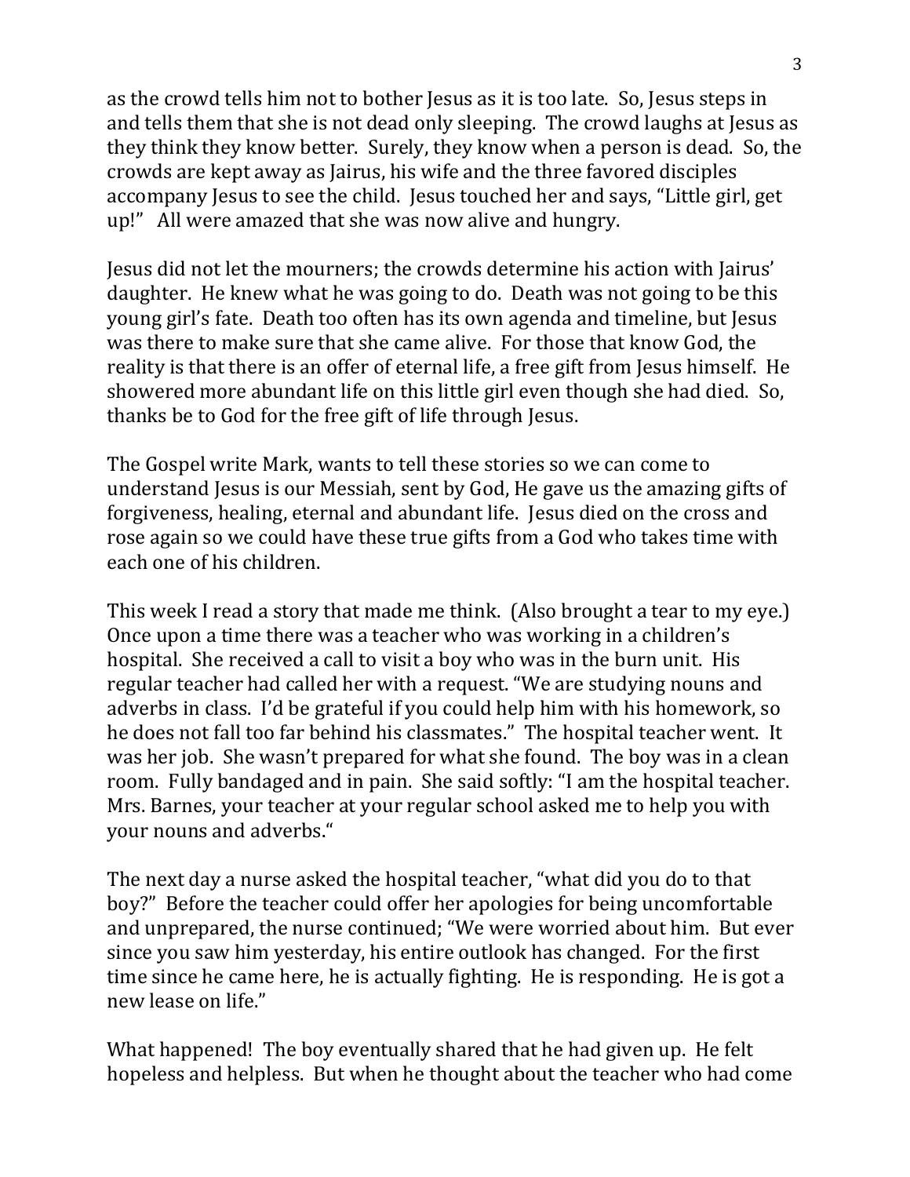as the crowd tells him not to bother Jesus as it is too late. So, Jesus steps in and tells them that she is not dead only sleeping. The crowd laughs at Jesus as they think they know better. Surely, they know when a person is dead. So, the crowds are kept away as Jairus, his wife and the three favored disciples accompany Jesus to see the child. Jesus touched her and says, "Little girl, get up!" All were amazed that she was now alive and hungry.

Jesus did not let the mourners; the crowds determine his action with Jairus' daughter. He knew what he was going to do. Death was not going to be this young girl's fate. Death too often has its own agenda and timeline, but Jesus was there to make sure that she came alive. For those that know God, the reality is that there is an offer of eternal life, a free gift from Jesus himself. He showered more abundant life on this little girl even though she had died. So, thanks be to God for the free gift of life through Jesus.

The Gospel write Mark, wants to tell these stories so we can come to understand Jesus is our Messiah, sent by God, He gave us the amazing gifts of forgiveness, healing, eternal and abundant life. Jesus died on the cross and rose again so we could have these true gifts from a God who takes time with each one of his children.

This week I read a story that made me think. (Also brought a tear to my eye.) Once upon a time there was a teacher who was working in a children's hospital. She received a call to visit a boy who was in the burn unit. His regular teacher had called her with a request. "We are studying nouns and adverbs in class. I'd be grateful if you could help him with his homework, so he does not fall too far behind his classmates." The hospital teacher went. It was her job. She wasn't prepared for what she found. The boy was in a clean room. Fully bandaged and in pain. She said softly: "I am the hospital teacher. Mrs. Barnes, your teacher at your regular school asked me to help you with your nouns and adverbs."

The next day a nurse asked the hospital teacher, "what did you do to that boy?" Before the teacher could offer her apologies for being uncomfortable and unprepared, the nurse continued; "We were worried about him. But ever since you saw him yesterday, his entire outlook has changed. For the first time since he came here, he is actually fighting. He is responding. He is got a new lease on life."

What happened! The boy eventually shared that he had given up. He felt hopeless and helpless. But when he thought about the teacher who had come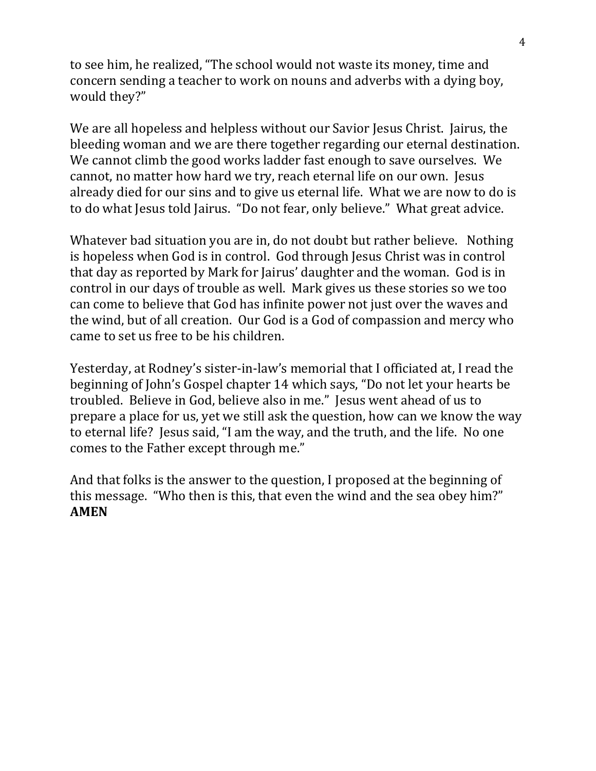to see him, he realized, "The school would not waste its money, time and concern sending a teacher to work on nouns and adverbs with a dying boy, would they?"

We are all hopeless and helpless without our Savior Jesus Christ. Jairus, the bleeding woman and we are there together regarding our eternal destination. We cannot climb the good works ladder fast enough to save ourselves. We cannot, no matter how hard we try, reach eternal life on our own. Jesus already died for our sins and to give us eternal life. What we are now to do is to do what Jesus told Jairus. "Do not fear, only believe." What great advice.

Whatever bad situation you are in, do not doubt but rather believe. Nothing is hopeless when God is in control. God through Jesus Christ was in control that day as reported by Mark for Jairus' daughter and the woman. God is in control in our days of trouble as well. Mark gives us these stories so we too can come to believe that God has infinite power not just over the waves and the wind, but of all creation. Our God is a God of compassion and mercy who came to set us free to be his children.

Yesterday, at Rodney's sister-in-law's memorial that I officiated at, I read the beginning of John's Gospel chapter 14 which says, "Do not let your hearts be troubled. Believe in God, believe also in me." Jesus went ahead of us to prepare a place for us, yet we still ask the question, how can we know the way to eternal life? Jesus said, "I am the way, and the truth, and the life. No one comes to the Father except through me."

And that folks is the answer to the question, I proposed at the beginning of this message. "Who then is this, that even the wind and the sea obey him?"
**AMEN**